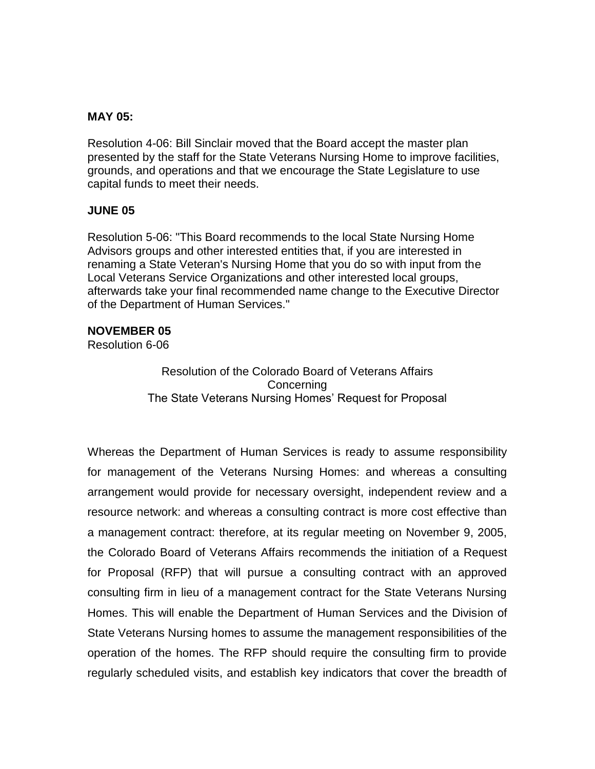**MAY 05:**

Resolution 4-06: Bill Sinclair moved that the Board accept the master plan presented by the staff for the State Veterans Nursing Home to improve facilities, grounds, and operations and that we encourage the State Legislature to use capital funds to meet their needs.

**JUNE 05**

Resolution 5-06: "This Board recommends to the local State Nursing Home Advisors groups and other interested entities that, if you are interested in renaming a State Veteran's Nursing Home that you do so with input from the Local Veterans Service Organizations and other interested local groups, afterwards take your final recommended name change to the Executive Director of the Department of Human Services."

**NOVEMBER 05**

Resolution 6-06

Resolution of the Colorado Board of Veterans Affairs
Concerning
The State Veterans Nursing Homes' Request for Proposal

Whereas the Department of Human Services is ready to assume responsibility for management of the Veterans Nursing Homes: and whereas a consulting arrangement would provide for necessary oversight, independent review and a resource network: and whereas a consulting contract is more cost effective than a management contract: therefore, at its regular meeting on November 9, 2005, the Colorado Board of Veterans Affairs recommends the initiation of a Request for Proposal (RFP) that will pursue a consulting contract with an approved consulting firm in lieu of a management contract for the State Veterans Nursing Homes. This will enable the Department of Human Services and the Division of State Veterans Nursing homes to assume the management responsibilities of the operation of the homes. The RFP should require the consulting firm to provide regularly scheduled visits, and establish key indicators that cover the breadth of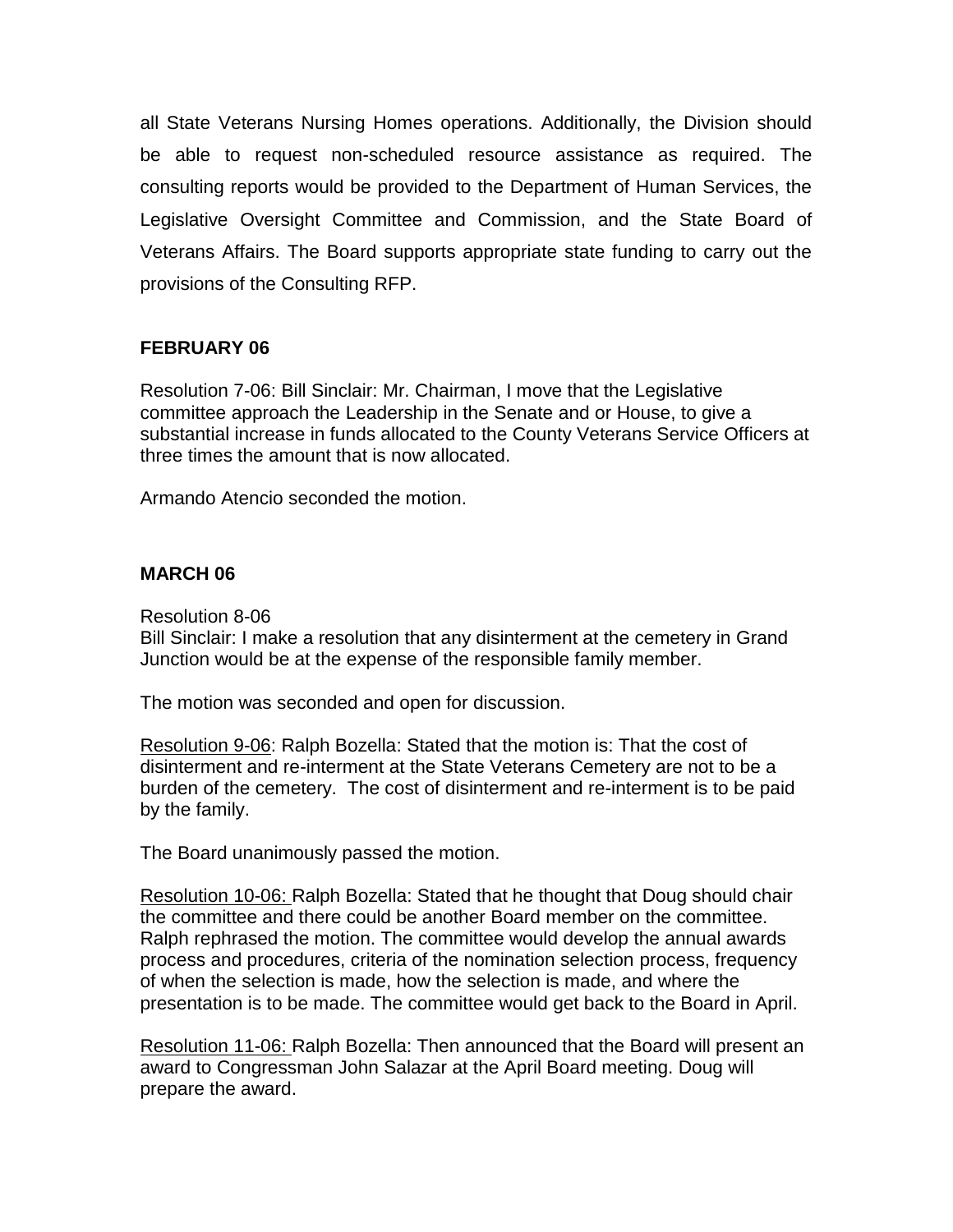all State Veterans Nursing Homes operations. Additionally, the Division should be able to request non-scheduled resource assistance as required. The consulting reports would be provided to the Department of Human Services, the Legislative Oversight Committee and Commission, and the State Board of Veterans Affairs. The Board supports appropriate state funding to carry out the provisions of the Consulting RFP.

**FEBRUARY 06**

Resolution 7-06: Bill Sinclair: Mr. Chairman, I move that the Legislative committee approach the Leadership in the Senate and or House, to give a substantial increase in funds allocated to the County Veterans Service Officers at three times the amount that is now allocated.

Armando Atencio seconded the motion.

**MARCH 06**

Resolution 8-06
Bill Sinclair: I make a resolution that any disinterment at the cemetery in Grand Junction would be at the expense of the responsible family member.

The motion was seconded and open for discussion.

<u>Resolution 9-06</u>: Ralph Bozella: Stated that the motion is: That the cost of disinterment and re-interment at the State Veterans Cemetery are not to be a burden of the cemetery. The cost of disinterment and re-interment is to be paid by the family.

The Board unanimously passed the motion.

<u>Resolution 10-06:</u> Ralph Bozella: Stated that he thought that Doug should chair the committee and there could be another Board member on the committee. Ralph rephrased the motion. The committee would develop the annual awards process and procedures, criteria of the nomination selection process, frequency of when the selection is made, how the selection is made, and where the presentation is to be made. The committee would get back to the Board in April.

<u>Resolution 11-06:</u> Ralph Bozella: Then announced that the Board will present an award to Congressman John Salazar at the April Board meeting. Doug will prepare the award.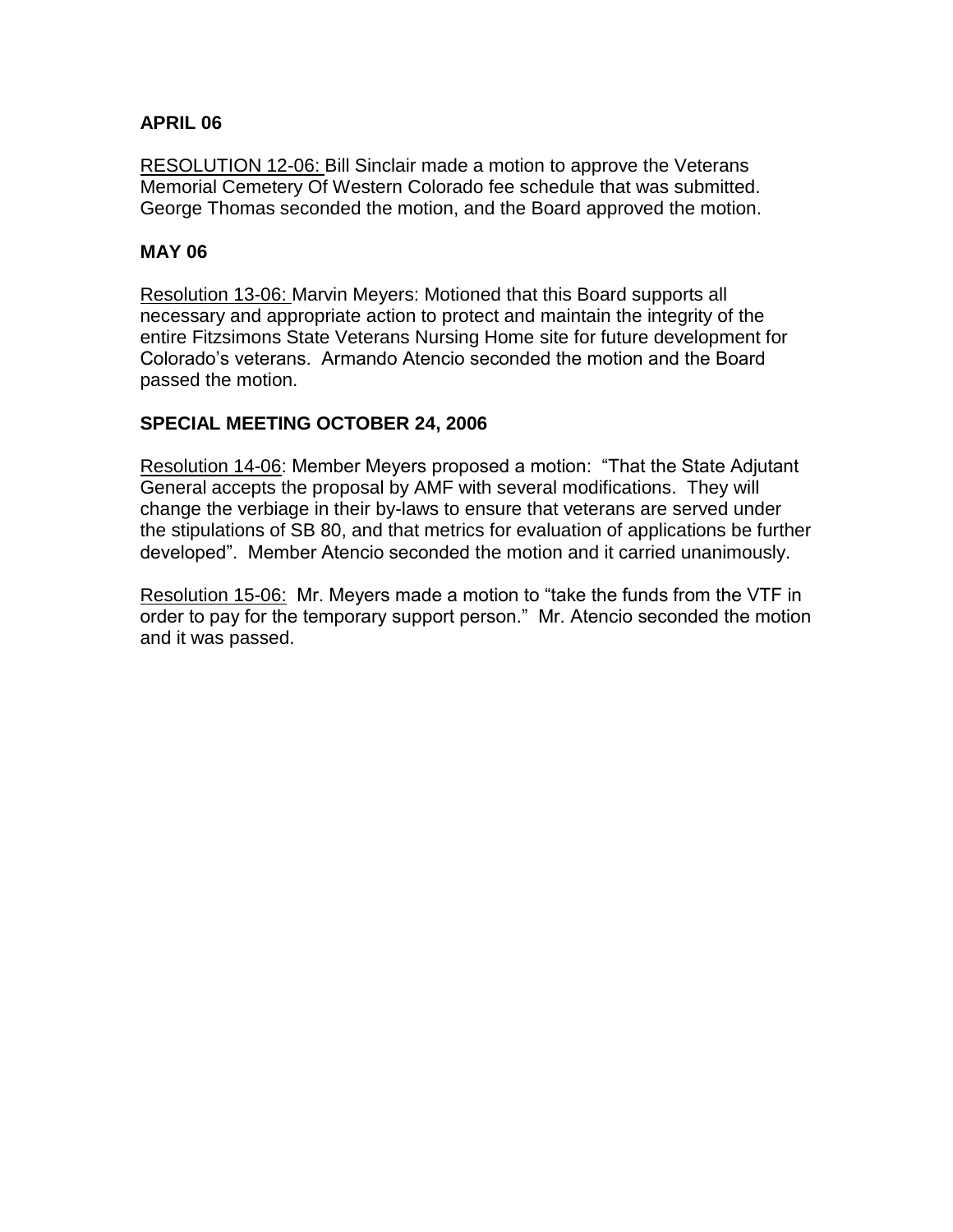**APRIL 06**

RESOLUTION 12-06: Bill Sinclair made a motion to approve the Veterans Memorial Cemetery Of Western Colorado fee schedule that was submitted. George Thomas seconded the motion, and the Board approved the motion.

**MAY 06**

Resolution 13-06: Marvin Meyers: Motioned that this Board supports all necessary and appropriate action to protect and maintain the integrity of the entire Fitzsimons State Veterans Nursing Home site for future development for Colorado's veterans. Armando Atencio seconded the motion and the Board passed the motion.

**SPECIAL MEETING OCTOBER 24, 2006**

Resolution 14-06: Member Meyers proposed a motion: "That the State Adjutant General accepts the proposal by AMF with several modifications. They will change the verbiage in their by-laws to ensure that veterans are served under the stipulations of SB 80, and that metrics for evaluation of applications be further developed". Member Atencio seconded the motion and it carried unanimously.

Resolution 15-06: Mr. Meyers made a motion to "take the funds from the VTF in order to pay for the temporary support person." Mr. Atencio seconded the motion and it was passed.